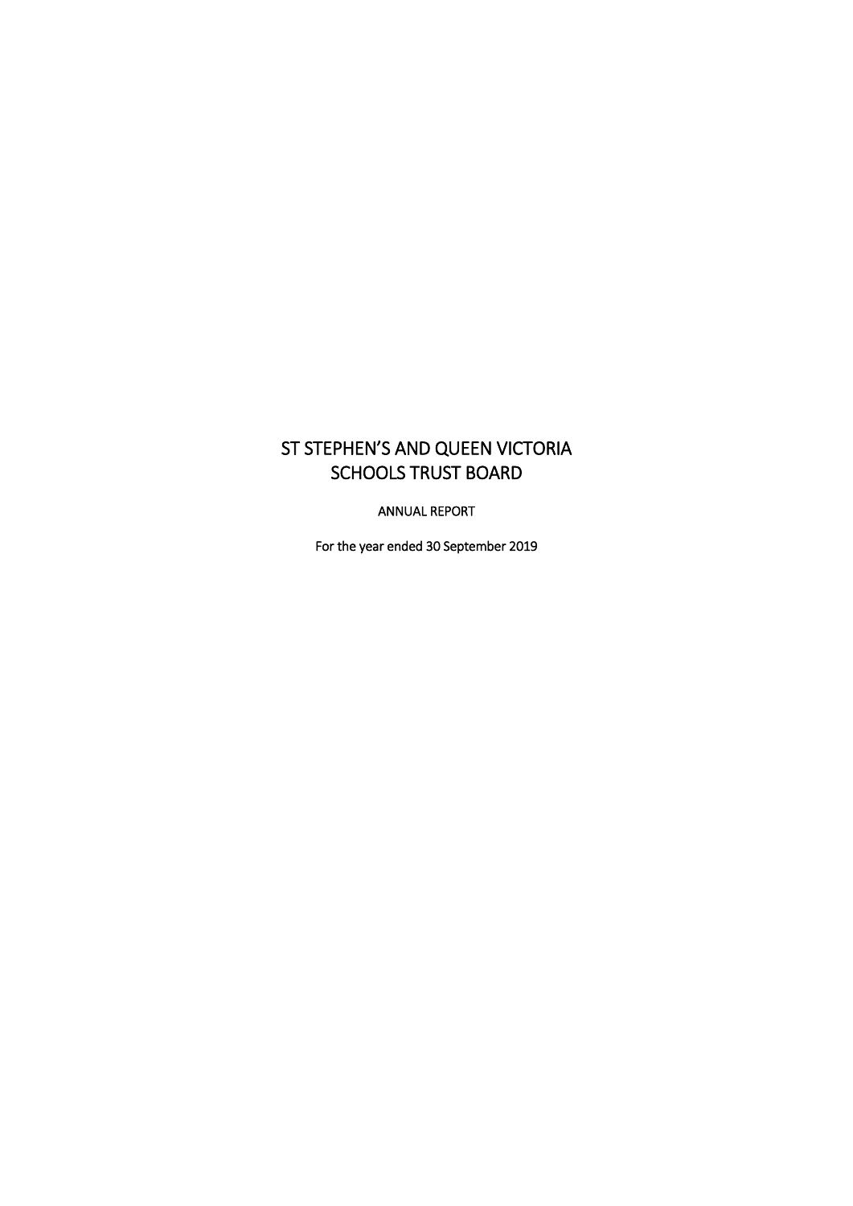# ST STEPHEN'S AND QUEEN VICTORIA SCHOOLS TRUST BOARD

ANNUAL REPORT

For the year ended 30 September 2019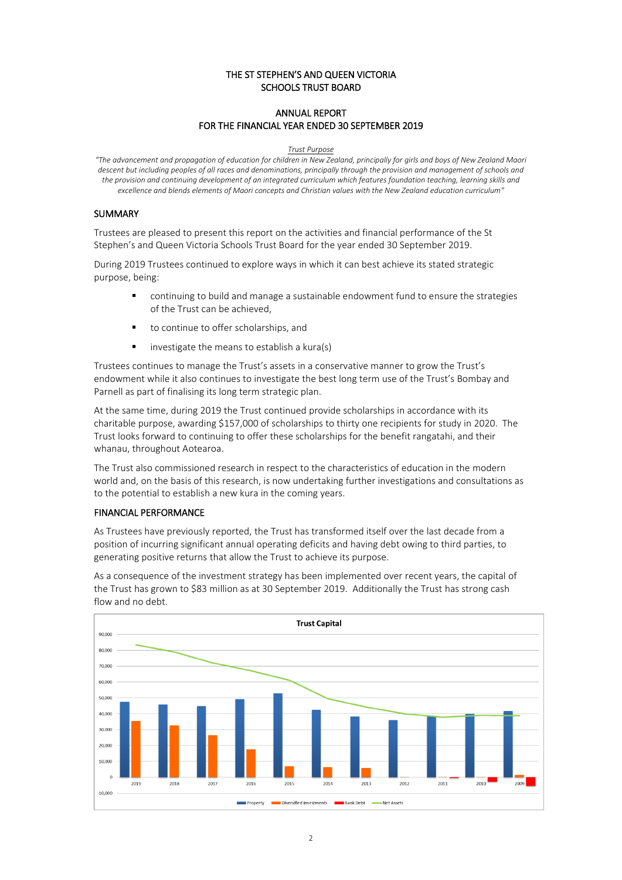# THE ST STEPHEN'S AND QUEEN VICTORIA SCHOOLS TRUST BOARD

## ANNUAL REPORT
## FOR THE FINANCIAL YEAR ENDED 30 SEPTEMBER 2019

<u>*Trust Purpose*</u>

*"The advancement and propagation of education for children in New Zealand, principally for girls and boys of New Zealand Maori descent but including peoples of all races and denominations, principally through the provision and management of schools and the provision and continuing development of an integrated curriculum which features foundation teaching, learning skills and excellence and blends elements of Maori concepts and Christian values with the New Zealand education curriculum"*

### SUMMARY

Trustees are pleased to present this report on the activities and financial performance of the St Stephen's and Queen Victoria Schools Trust Board for the year ended 30 September 2019.

During 2019 Trustees continued to explore ways in which it can best achieve its stated strategic purpose, being:

- continuing to build and manage a sustainable endowment fund to ensure the strategies of the Trust can be achieved,
- to continue to offer scholarships, and
- investigate the means to establish a kura(s)

Trustees continues to manage the Trust's assets in a conservative manner to grow the Trust's endowment while it also continues to investigate the best long term use of the Trust's Bombay and Parnell as part of finalising its long term strategic plan.

At the same time, during 2019 the Trust continued provide scholarships in accordance with its charitable purpose, awarding $157,000 of scholarships to thirty one recipients for study in 2020. The Trust looks forward to continuing to offer these scholarships for the benefit rangatahi, and their whanau, throughout Aotearoa.

The Trust also commissioned research in respect to the characteristics of education in the modern world and, on the basis of this research, is now undertaking further investigations and consultations as to the potential to establish a new kura in the coming years.

### FINANCIAL PERFORMANCE

As Trustees have previously reported, the Trust has transformed itself over the last decade from a position of incurring significant annual operating deficits and having debt owing to third parties, to generating positive returns that allow the Trust to achieve its purpose.

As a consequence of the investment strategy has been implemented over recent years, the capital of the Trust has grown to $83 million as at 30 September 2019. Additionally the Trust has strong cash flow and no debt.

**Trust Capital**

Legend: Property, Diversified investments, Bank Debt, Net Assets

Years: 2019, 2018, 2017, 2016, 2015, 2014, 2013, 2012, 2011, 2010, 2009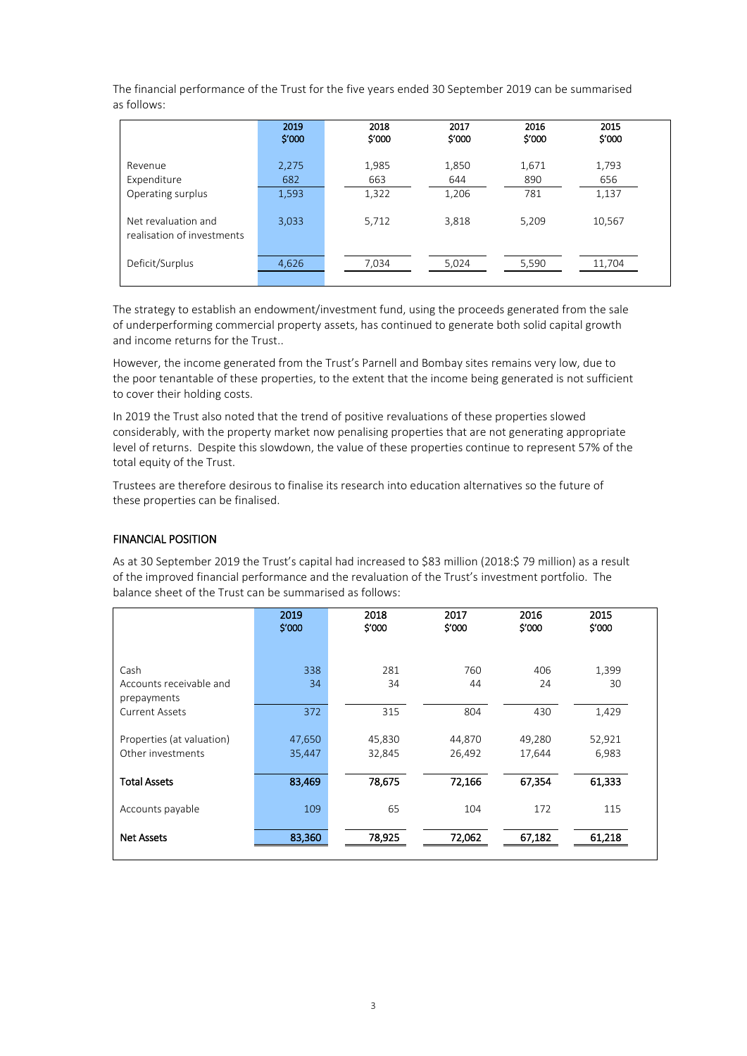The financial performance of the Trust for the five years ended 30 September 2019 can be summarised as follows:

| | 2019 $'000 | 2018 $'000 | 2017 $'000 | 2016 $'000 | 2015 $'000 |
|---|---|---|---|---|---|
| Revenue | 2,275 | 1,985 | 1,850 | 1,671 | 1,793 |
| Expenditure | 682 | 663 | 644 | 890 | 656 |
| Operating surplus | 1,593 | 1,322 | 1,206 | 781 | 1,137 |
| Net revaluation and realisation of investments | 3,033 | 5,712 | 3,818 | 5,209 | 10,567 |
| Deficit/Surplus | 4,626 | 7,034 | 5,024 | 5,590 | 11,704 |

The strategy to establish an endowment/investment fund, using the proceeds generated from the sale of underperforming commercial property assets, has continued to generate both solid capital growth and income returns for the Trust..

However, the income generated from the Trust's Parnell and Bombay sites remains very low, due to the poor tenantable of these properties, to the extent that the income being generated is not sufficient to cover their holding costs.

In 2019 the Trust also noted that the trend of positive revaluations of these properties slowed considerably, with the property market now penalising properties that are not generating appropriate level of returns. Despite this slowdown, the value of these properties continue to represent 57% of the total equity of the Trust.

Trustees are therefore desirous to finalise its research into education alternatives so the future of these properties can be finalised.

## FINANCIAL POSITION

As at 30 September 2019 the Trust's capital had increased to $83 million (2018:$ 79 million) as a result of the improved financial performance and the revaluation of the Trust's investment portfolio. The balance sheet of the Trust can be summarised as follows:

| | 2019 $'000 | 2018 $'000 | 2017 $'000 | 2016 $'000 | 2015 $'000 |
|---|---|---|---|---|---|
| Cash | 338 | 281 | 760 | 406 | 1,399 |
| Accounts receivable and prepayments | 34 | 34 | 44 | 24 | 30 |
| Current Assets | 372 | 315 | 804 | 430 | 1,429 |
| Properties (at valuation) | 47,650 | 45,830 | 44,870 | 49,280 | 52,921 |
| Other investments | 35,447 | 32,845 | 26,492 | 17,644 | 6,983 |
| **Total Assets** | **83,469** | **78,675** | **72,166** | **67,354** | **61,333** |
| Accounts payable | 109 | 65 | 104 | 172 | 115 |
| **Net Assets** | **83,360** | **78,925** | **72,062** | **67,182** | **61,218** |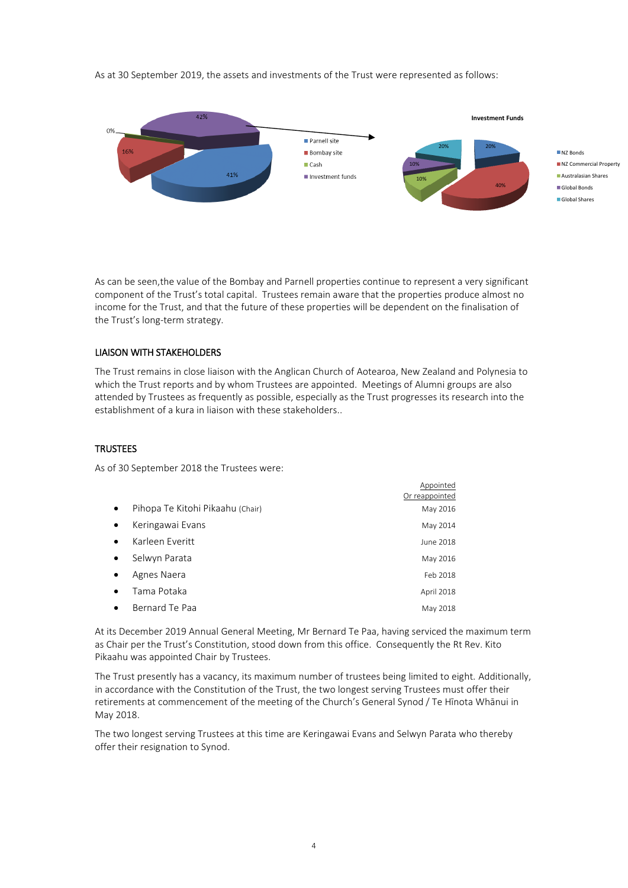As at 30 September 2019, the assets and investments of the Trust were represented as follows:

As can be seen,the value of the Bombay and Parnell properties continue to represent a very significant component of the Trust's total capital. Trustees remain aware that the properties produce almost no income for the Trust, and that the future of these properties will be dependent on the finalisation of the Trust's long-term strategy.

## LIAISON WITH STAKEHOLDERS

The Trust remains in close liaison with the Anglican Church of Aotearoa, New Zealand and Polynesia to which the Trust reports and by whom Trustees are appointed. Meetings of Alumni groups are also attended by Trustees as frequently as possible, especially as the Trust progresses its research into the establishment of a kura in liaison with these stakeholders..

## TRUSTEES

As of 30 September 2018 the Trustees were:

| | Appointed Or reappointed |
|---|---|
| • Pihopa Te Kitohi Pikaahu (Chair) | May 2016 |
| • Keringawai Evans | May 2014 |
| • Karleen Everitt | June 2018 |
| • Selwyn Parata | May 2016 |
| • Agnes Naera | Feb 2018 |
| • Tama Potaka | April 2018 |
| • Bernard Te Paa | May 2018 |

At its December 2019 Annual General Meeting, Mr Bernard Te Paa, having serviced the maximum term as Chair per the Trust's Constitution, stood down from this office. Consequently the Rt Rev. Kito Pikaahu was appointed Chair by Trustees.

The Trust presently has a vacancy, its maximum number of trustees being limited to eight. Additionally, in accordance with the Constitution of the Trust, the two longest serving Trustees must offer their retirements at commencement of the meeting of the Church's General Synod / Te Hīnota Whānui in May 2018.

The two longest serving Trustees at this time are Keringawai Evans and Selwyn Parata who thereby offer their resignation to Synod.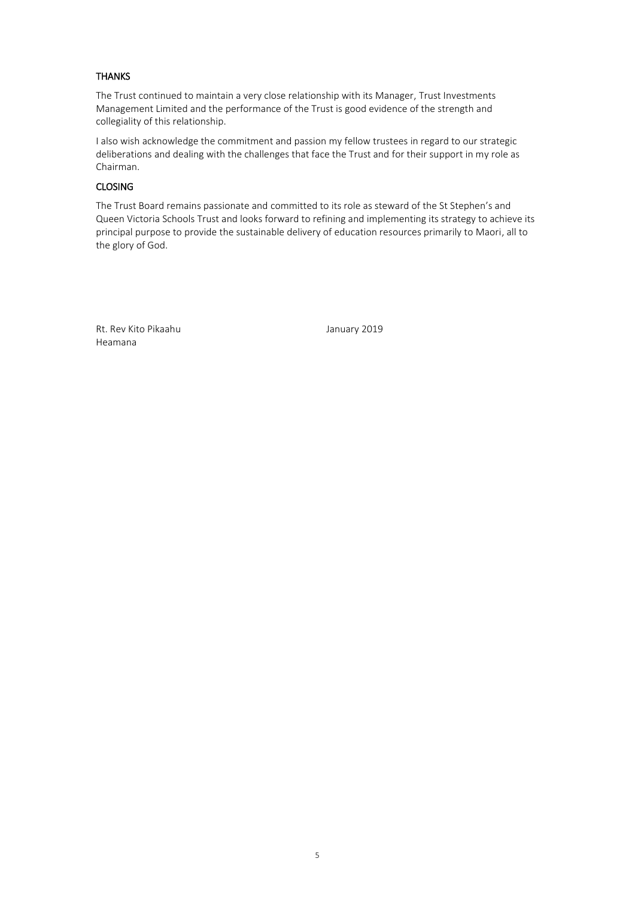## THANKS

The Trust continued to maintain a very close relationship with its Manager, Trust Investments Management Limited and the performance of the Trust is good evidence of the strength and collegiality of this relationship.

I also wish acknowledge the commitment and passion my fellow trustees in regard to our strategic deliberations and dealing with the challenges that face the Trust and for their support in my role as Chairman.

## CLOSING

The Trust Board remains passionate and committed to its role as steward of the St Stephen's and Queen Victoria Schools Trust and looks forward to refining and implementing its strategy to achieve its principal purpose to provide the sustainable delivery of education resources primarily to Maori, all to the glory of God.

Rt. Rev Kito Pikaahu
Heamana

January 2019